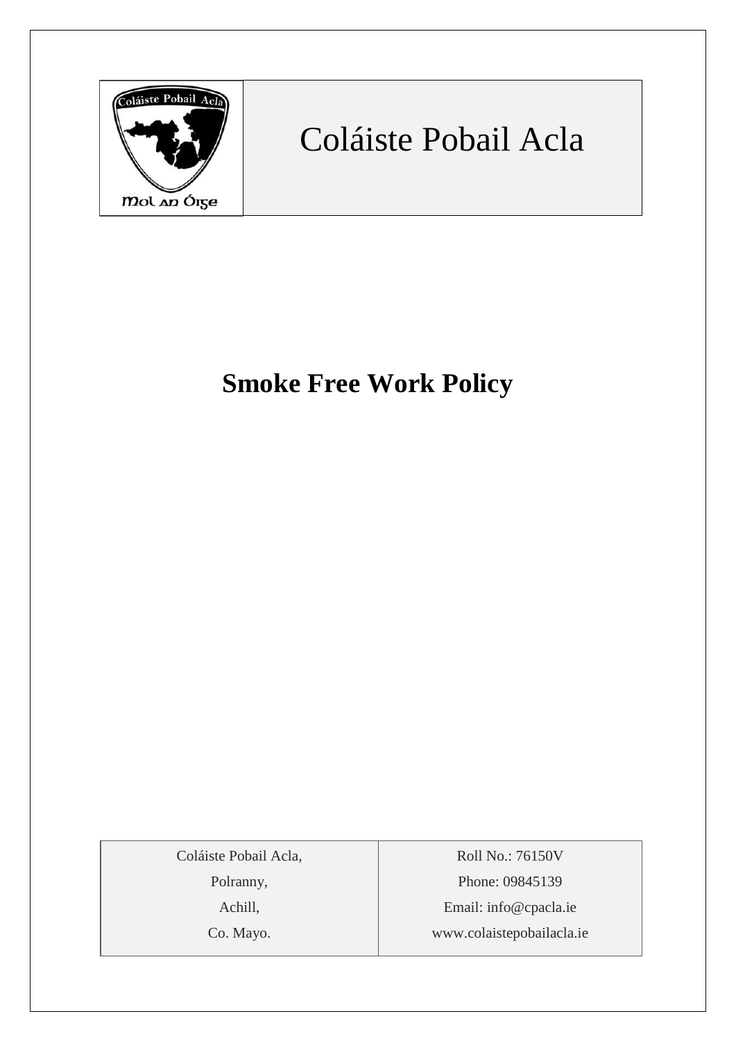| | |
|---|---|
| Coláiste Pobail Acla | |

Coláiste Pobail Acla

Mol an Óige

# Smoke Free Work Policy

| | |
|---|---|
| Coláiste Pobail Acla, | Roll No.: 76150V |
| Polranny, | Phone: 09845139 |
| Achill, | Email: info@cpacla.ie |
| Co. Mayo. | www.colaistepobailacla.ie |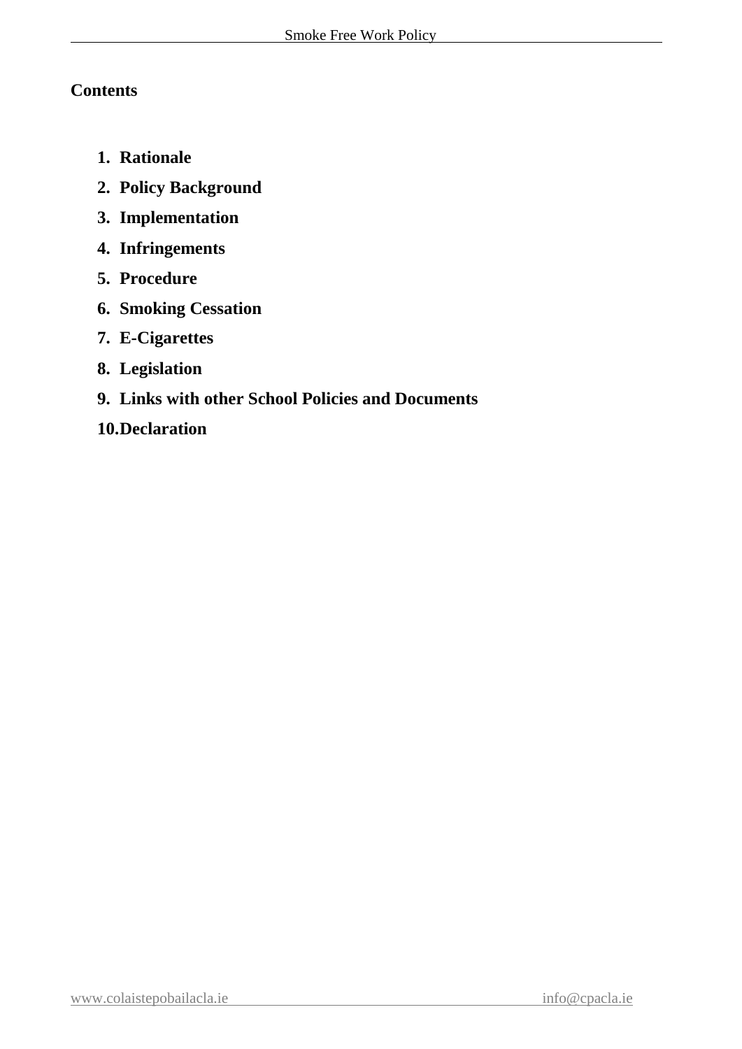**Contents**

1. **Rationale**
2. **Policy Background**
3. **Implementation**
4. **Infringements**
5. **Procedure**
6. **Smoking Cessation**
7. **E-Cigarettes**
8. **Legislation**
9. **Links with other School Policies and Documents**
10. **Declaration**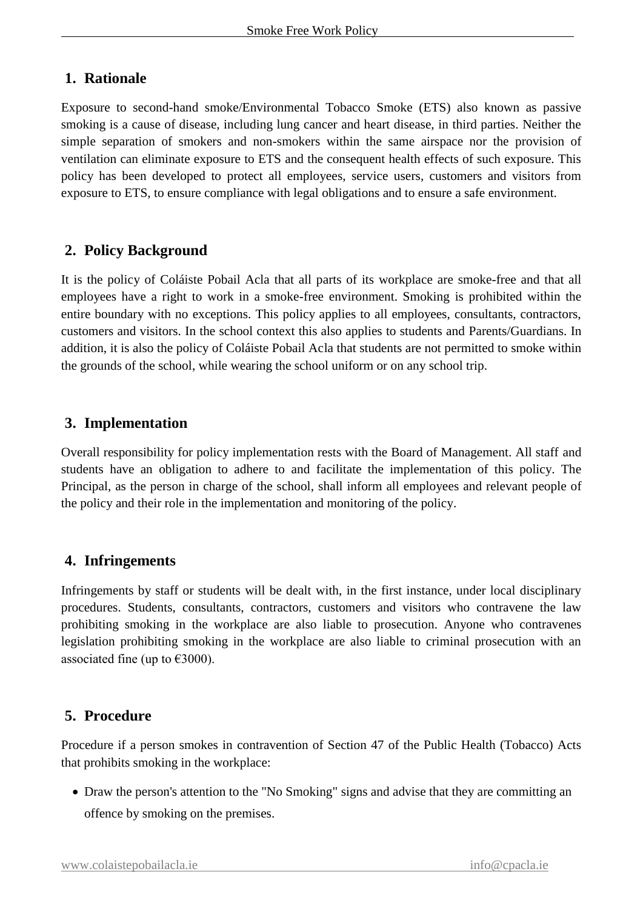## 1. Rationale

Exposure to second-hand smoke/Environmental Tobacco Smoke (ETS) also known as passive smoking is a cause of disease, including lung cancer and heart disease, in third parties. Neither the simple separation of smokers and non-smokers within the same airspace nor the provision of ventilation can eliminate exposure to ETS and the consequent health effects of such exposure. This policy has been developed to protect all employees, service users, customers and visitors from exposure to ETS, to ensure compliance with legal obligations and to ensure a safe environment.

## 2. Policy Background

It is the policy of Coláiste Pobail Acla that all parts of its workplace are smoke-free and that all employees have a right to work in a smoke-free environment. Smoking is prohibited within the entire boundary with no exceptions. This policy applies to all employees, consultants, contractors, customers and visitors. In the school context this also applies to students and Parents/Guardians. In addition, it is also the policy of Coláiste Pobail Acla that students are not permitted to smoke within the grounds of the school, while wearing the school uniform or on any school trip.

## 3. Implementation

Overall responsibility for policy implementation rests with the Board of Management. All staff and students have an obligation to adhere to and facilitate the implementation of this policy. The Principal, as the person in charge of the school, shall inform all employees and relevant people of the policy and their role in the implementation and monitoring of the policy.

## 4. Infringements

Infringements by staff or students will be dealt with, in the first instance, under local disciplinary procedures. Students, consultants, contractors, customers and visitors who contravene the law prohibiting smoking in the workplace are also liable to prosecution. Anyone who contravenes legislation prohibiting smoking in the workplace are also liable to criminal prosecution with an associated fine (up to €3000).

## 5. Procedure

Procedure if a person smokes in contravention of Section 47 of the Public Health (Tobacco) Acts that prohibits smoking in the workplace:

- Draw the person's attention to the "No Smoking" signs and advise that they are committing an offence by smoking on the premises.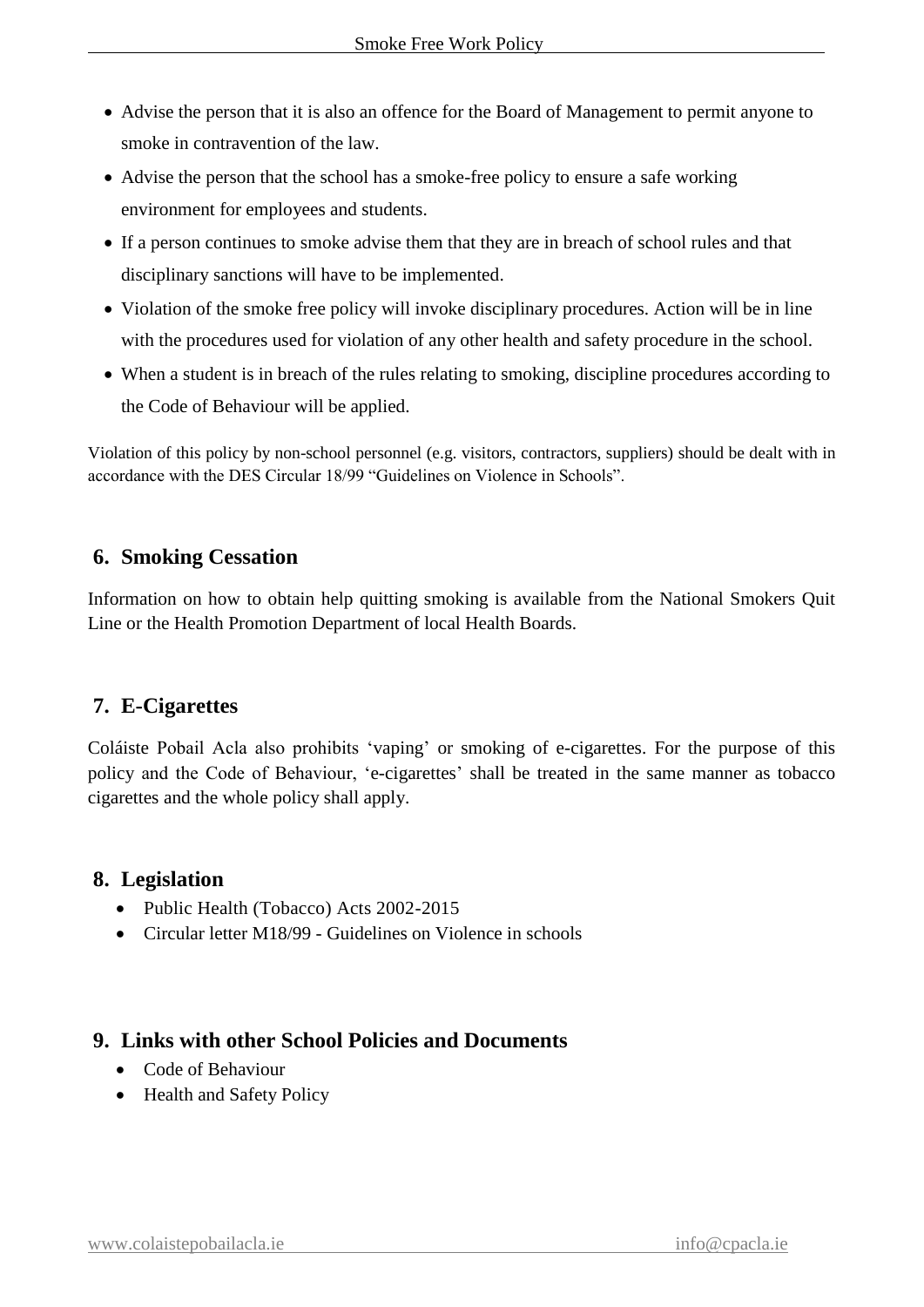- Advise the person that it is also an offence for the Board of Management to permit anyone to smoke in contravention of the law.
- Advise the person that the school has a smoke-free policy to ensure a safe working environment for employees and students.
- If a person continues to smoke advise them that they are in breach of school rules and that disciplinary sanctions will have to be implemented.
- Violation of the smoke free policy will invoke disciplinary procedures. Action will be in line with the procedures used for violation of any other health and safety procedure in the school.
- When a student is in breach of the rules relating to smoking, discipline procedures according to the Code of Behaviour will be applied.

Violation of this policy by non-school personnel (e.g. visitors, contractors, suppliers) should be dealt with in accordance with the DES Circular 18/99 "Guidelines on Violence in Schools".

## 6. Smoking Cessation

Information on how to obtain help quitting smoking is available from the National Smokers Quit Line or the Health Promotion Department of local Health Boards.

## 7. E-Cigarettes

Coláiste Pobail Acla also prohibits 'vaping' or smoking of e-cigarettes. For the purpose of this policy and the Code of Behaviour, 'e-cigarettes' shall be treated in the same manner as tobacco cigarettes and the whole policy shall apply.

## 8. Legislation

- Public Health (Tobacco) Acts 2002-2015
- Circular letter M18/99 - Guidelines on Violence in schools

## 9. Links with other School Policies and Documents

- Code of Behaviour
- Health and Safety Policy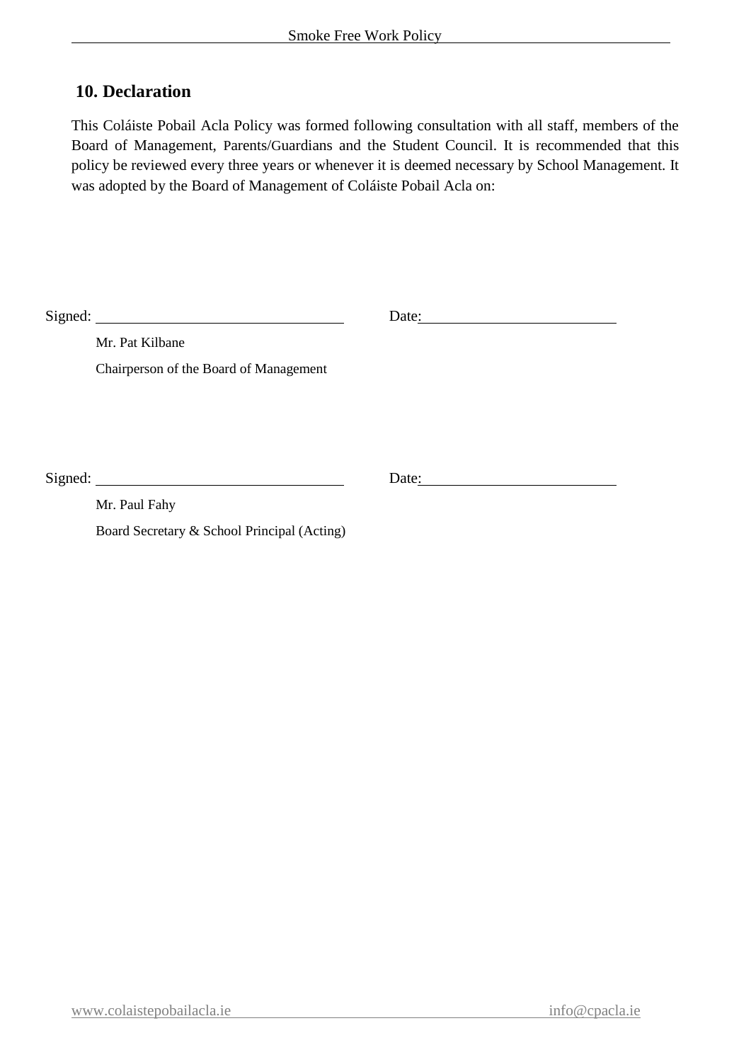## 10. Declaration

This Coláiste Pobail Acla Policy was formed following consultation with all staff, members of the Board of Management, Parents/Guardians and the Student Council. It is recommended that this policy be reviewed every three years or whenever it is deemed necessary by School Management. It was adopted by the Board of Management of Coláiste Pobail Acla on:

Signed: ______________________________ Date: ______________________

Mr. Pat Kilbane

Chairperson of the Board of Management

Signed: ______________________________ Date: ______________________

Mr. Paul Fahy

Board Secretary & School Principal (Acting)